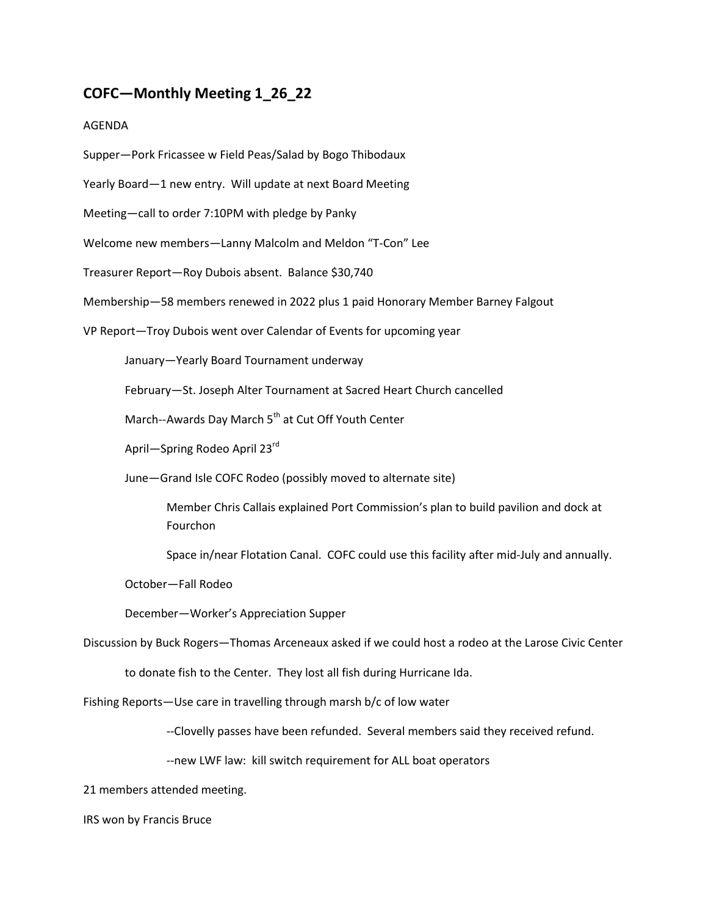## COFC—Monthly Meeting 1_26_22

AGENDA

Supper—Pork Fricassee w Field Peas/Salad by Bogo Thibodaux

Yearly Board—1 new entry. Will update at next Board Meeting

Meeting—call to order 7:10PM with pledge by Panky

Welcome new members—Lanny Malcolm and Meldon "T-Con" Lee

Treasurer Report—Roy Dubois absent. Balance $30,740

Membership—58 members renewed in 2022 plus 1 paid Honorary Member Barney Falgout

VP Report—Troy Dubois went over Calendar of Events for upcoming year

- January—Yearly Board Tournament underway
- February—St. Joseph Alter Tournament at Sacred Heart Church cancelled
- March--Awards Day March 5th at Cut Off Youth Center
- April—Spring Rodeo April 23rd
- June—Grand Isle COFC Rodeo (possibly moved to alternate site)
  - Member Chris Callais explained Port Commission's plan to build pavilion and dock at Fourchon
  - Space in/near Flotation Canal. COFC could use this facility after mid-July and annually.
- October—Fall Rodeo
- December—Worker's Appreciation Supper

Discussion by Buck Rogers—Thomas Arceneaux asked if we could host a rodeo at the Larose Civic Center to donate fish to the Center. They lost all fish during Hurricane Ida.

Fishing Reports—Use care in travelling through marsh b/c of low water

- --Clovelly passes have been refunded. Several members said they received refund.
- --new LWF law: kill switch requirement for ALL boat operators

21 members attended meeting.

IRS won by Francis Bruce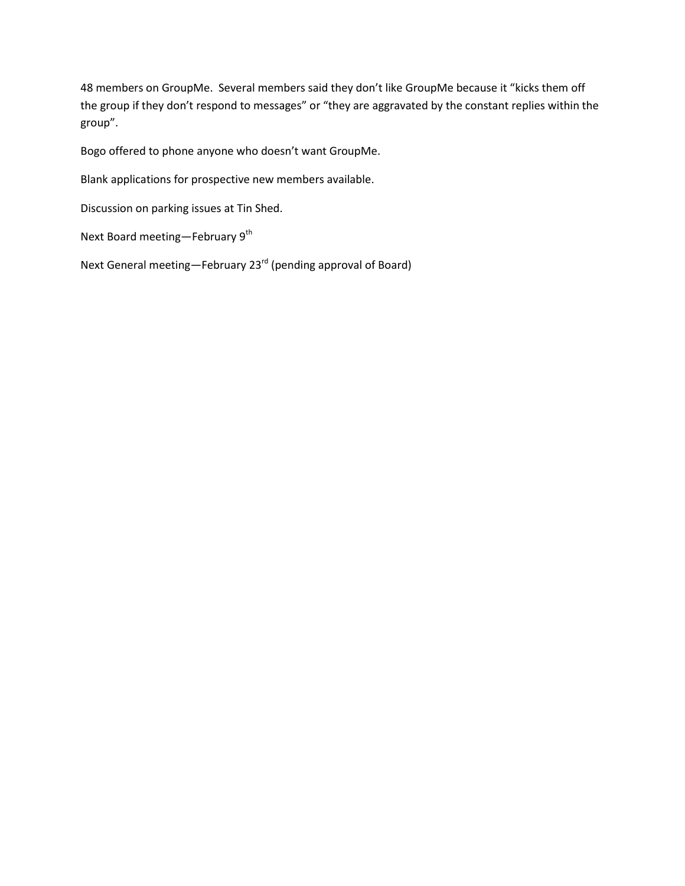48 members on GroupMe. Several members said they don't like GroupMe because it "kicks them off the group if they don't respond to messages" or "they are aggravated by the constant replies within the group".

Bogo offered to phone anyone who doesn't want GroupMe.

Blank applications for prospective new members available.

Discussion on parking issues at Tin Shed.

Next Board meeting—February 9th

Next General meeting—February 23rd (pending approval of Board)